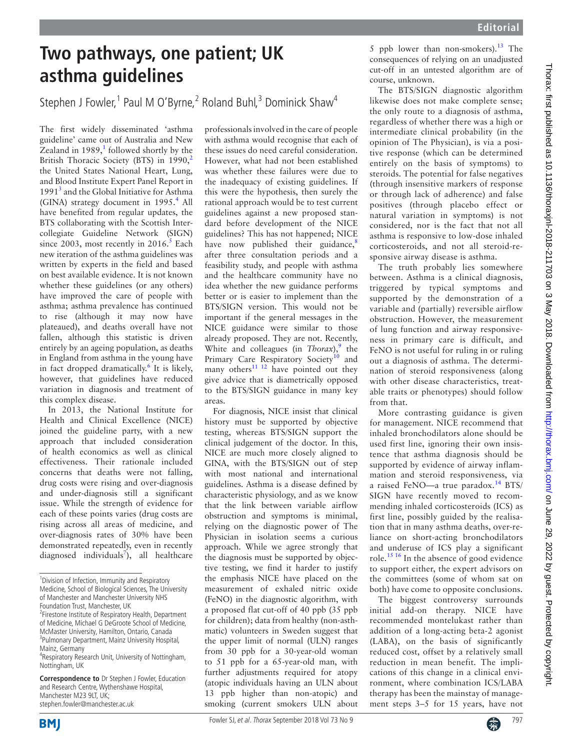# Two pathways, one patient; UK asthma guidelines

Stephen J Fowler,[1] Paul M O'Byrne,[2] Roland Buhl,[3] Dominick Shaw[4]

The first widely disseminated 'asthma guideline' came out of Australia and New Zealand in 1989,[1] followed shortly by the British Thoracic Society (BTS) in 1990,[2] the United States National Heart, Lung, and Blood Institute Expert Panel Report in 1991[3] and the Global Initiative for Asthma (GINA) strategy document in 1995.[4] All have benefited from regular updates, the BTS collaborating with the Scottish Intercollegiate Guideline Network (SIGN) since 2003, most recently in 2016.[5] Each new iteration of the asthma guidelines was written by experts in the field and based on best available evidence. It is not known whether these guidelines (or any others) have improved the care of people with asthma; asthma prevalence has continued to rise (although it may now have plateaued), and deaths overall have not fallen, although this statistic is driven entirely by an ageing population, as deaths in England from asthma in the young have in fact dropped dramatically.[6] It is likely, however, that guidelines have reduced variation in diagnosis and treatment of this complex disease.

In 2013, the National Institute for Health and Clinical Excellence (NICE) joined the guideline party, with a new approach that included consideration of health economics as well as clinical effectiveness. Their rationale included concerns that deaths were not falling, drug costs were rising and over-diagnosis and under-diagnosis still a significant issue. While the strength of evidence for each of these points varies (drug costs are rising across all areas of medicine, and over-diagnosis rates of 30% have been demonstrated repeatedly, even in recently diagnosed individuals[7]), all healthcare professionals involved in the care of people with asthma would recognise that each of these issues do need careful consideration. However, what had not been established was whether these failures were due to the inadequacy of existing guidelines. If this were the hypothesis, then surely the rational approach would be to test current guidelines against a new proposed standard before development of the NICE guidelines? This has not happened; NICE have now published their guidance,[8] after three consultation periods and a feasibility study, and people with asthma and the healthcare community have no idea whether the new guidance performs better or is easier to implement than the BTS/SIGN version. This would not be important if the general messages in the NICE guidance were similar to those already proposed. They are not. Recently, White and colleagues (in *Thorax*),[9] the Primary Care Respiratory Society[10] and many others[11,12] have pointed out they give advice that is diametrically opposed to the BTS/SIGN guidance in many key areas.

For diagnosis, NICE insist that clinical history must be supported by objective testing, whereas BTS/SIGN support the clinical judgement of the doctor. In this, NICE are much more closely aligned to GINA, with the BTS/SIGN out of step with most national and international guidelines. Asthma is a disease defined by characteristic physiology, and as we know that the link between variable airflow obstruction and symptoms is minimal, relying on the diagnostic power of The Physician in isolation seems a curious approach. While we agree strongly that the diagnosis must be supported by objective testing, we find it harder to justify the emphasis NICE have placed on the measurement of exhaled nitric oxide (FeNO) in the diagnostic algorithm, with a proposed flat cut-off of 40 ppb (35 ppb for children); data from healthy (non-asthmatic) volunteers in Sweden suggest that the upper limit of normal (ULN) ranges from 30 ppb for a 30-year-old woman to 51 ppb for a 65-year-old man, with further adjustments required for atopy (atopic individuals having an ULN about 13 ppb higher than non-atopic) and smoking (current smokers ULN about 5 ppb lower than non-smokers).[13] The consequences of relying on an unadjusted cut-off in an untested algorithm are of course, unknown.

The BTS/SIGN diagnostic algorithm likewise does not make complete sense; the only route to a diagnosis of asthma, regardless of whether there was a high or intermediate clinical probability (in the opinion of The Physician), is via a positive response (which can be determined entirely on the basis of symptoms) to steroids. The potential for false negatives (through insensitive markers of response or through lack of adherence) and false positives (through placebo effect or natural variation in symptoms) is not considered, nor is the fact that not all asthma is responsive to low-dose inhaled corticosteroids, and not all steroid-responsive airway disease is asthma.

The truth probably lies somewhere between. Asthma is a clinical diagnosis, triggered by typical symptoms and supported by the demonstration of a variable and (partially) reversible airflow obstruction. However, the measurement of lung function and airway responsiveness in primary care is difficult, and FeNO is not useful for ruling in or ruling out a diagnosis of asthma. The determination of steroid responsiveness (along with other disease characteristics, treatable traits or phenotypes) should follow from that.

More contrasting guidance is given for management. NICE recommend that inhaled bronchodilators alone should be used first line, ignoring their own insistence that asthma diagnosis should be supported by evidence of airway inflammation and steroid responsiveness, via a raised FeNO—a true paradox.[14] BTS/SIGN have recently moved to recommending inhaled corticosteroids (ICS) as first line, possibly guided by the realisation that in many asthma deaths, over-reliance on short-acting bronchodilators and underuse of ICS play a significant role.[15,16] In the absence of good evidence to support either, the expert advisors on the committees (some of whom sat on both) have come to opposite conclusions.

The biggest controversy surrounds initial add-on therapy. NICE have recommended montelukast rather than addition of a long-acting beta-2 agonist (LABA), on the basis of significantly reduced cost, offset by a relatively small reduction in mean benefit. The implications of this change in a clinical environment, where combination ICS/LABA therapy has been the mainstay of management steps 3–5 for 15 years, have not

---

[1] Division of Infection, Immunity and Respiratory Medicine, School of Biological Sciences, The University of Manchester and Manchester University NHS Foundation Trust, Manchester, UK
[2] Firestone Institute of Respiratory Health, Department of Medicine, Michael G DeGroote School of Medicine, McMaster University, Hamilton, Ontario, Canada
[3] Pulmonary Department, Mainz University Hospital, Mainz, Germany
[4] Respiratory Research Unit, University of Nottingham, Nottingham, UK

**Correspondence to** Dr Stephen J Fowler, Education and Research Centre, Wythenshawe Hospital, Manchester M23 9LT, UK; stephen.fowler@manchester.ac.uk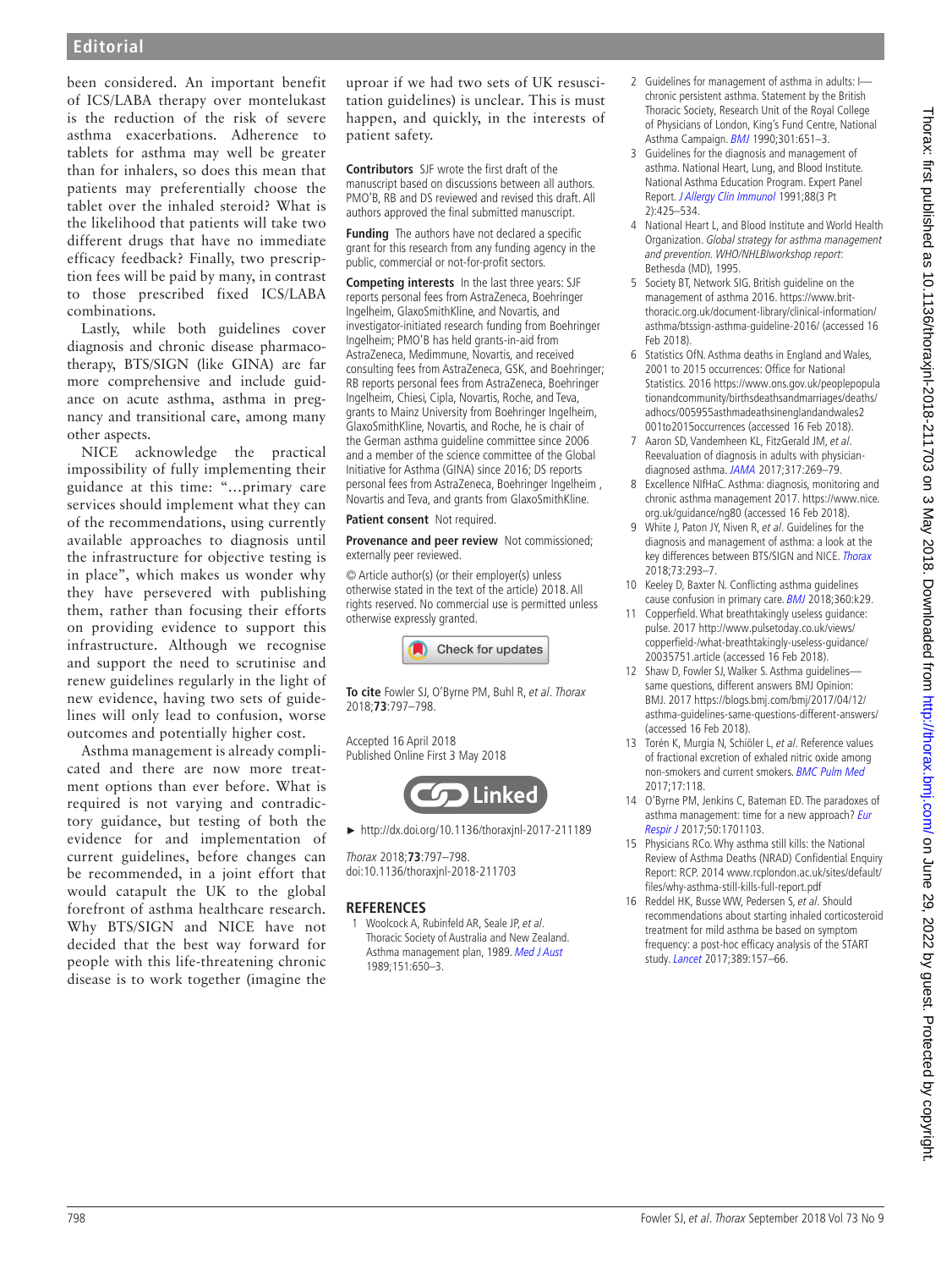been considered. An important benefit of ICS/LABA therapy over montelukast is the reduction of the risk of severe asthma exacerbations. Adherence to tablets for asthma may well be greater than for inhalers, so does this mean that patients may preferentially choose the tablet over the inhaled steroid? What is the likelihood that patients will take two different drugs that have no immediate efficacy feedback? Finally, two prescription fees will be paid by many, in contrast to those prescribed fixed ICS/LABA combinations.

Lastly, while both guidelines cover diagnosis and chronic disease pharmacotherapy, BTS/SIGN (like GINA) are far more comprehensive and include guidance on acute asthma, asthma in pregnancy and transitional care, among many other aspects.

NICE acknowledge the practical impossibility of fully implementing their guidance at this time: "…primary care services should implement what they can of the recommendations, using currently available approaches to diagnosis until the infrastructure for objective testing is in place", which makes us wonder why they have persevered with publishing them, rather than focusing their efforts on providing evidence to support this infrastructure. Although we recognise and support the need to scrutinise and renew guidelines regularly in the light of new evidence, having two sets of guidelines will only lead to confusion, worse outcomes and potentially higher cost.

Asthma management is already complicated and there are now more treatment options than ever before. What is required is not varying and contradictory guidance, but testing of both the evidence for and implementation of current guidelines, before changes can be recommended, in a joint effort that would catapult the UK to the global forefront of asthma healthcare research. Why BTS/SIGN and NICE have not decided that the best way forward for people with this life-threatening chronic disease is to work together (imagine the uproar if we had two sets of UK resuscitation guidelines) is unclear. This is must happen, and quickly, in the interests of patient safety.

**Contributors** SJF wrote the first draft of the manuscript based on discussions between all authors. PMO'B, RB and DS reviewed and revised this draft. All authors approved the final submitted manuscript.

**Funding** The authors have not declared a specific grant for this research from any funding agency in the public, commercial or not-for-profit sectors.

**Competing interests** In the last three years: SJF reports personal fees from AstraZeneca, Boehringer Ingelheim, GlaxoSmithKline, and Novartis, and investigator-initiated research funding from Boehringer Ingelheim; PMO'B has held grants-in-aid from AstraZeneca, Medimmune, Novartis, and received consulting fees from AstraZeneca, GSK, and Boehringer; RB reports personal fees from AstraZeneca, Boehringer Ingelheim, Chiesi, Cipla, Novartis, Roche, and Teva, grants to Mainz University from Boehringer Ingelheim, GlaxoSmithKline, Novartis, and Roche, he is chair of the German asthma guideline committee since 2006 and a member of the science committee of the Global Initiative for Asthma (GINA) since 2016; DS reports personal fees from AstraZeneca, Boehringer Ingelheim , Novartis and Teva, and grants from GlaxoSmithKline.

**Patient consent** Not required.

**Provenance and peer review** Not commissioned; externally peer reviewed.

© Article author(s) (or their employer(s) unless otherwise stated in the text of the article) 2018. All rights reserved. No commercial use is permitted unless otherwise expressly granted.

**To cite** Fowler SJ, O'Byrne PM, Buhl R, *et al*. *Thorax* 2018;**73**:797–798.

Accepted 16 April 2018
Published Online First 3 May 2018

► http://dx.doi.org/10.1136/thoraxjnl-2017-211189

*Thorax* 2018;**73**:797–798.
doi:10.1136/thoraxjnl-2018-211703

## REFERENCES

1. Woolcock A, Rubinfeld AR, Seale JP, *et al*. Thoracic Society of Australia and New Zealand. Asthma management plan, 1989. *Med J Aust* 1989;151:650–3.
2. Guidelines for management of asthma in adults: I—chronic persistent asthma. Statement by the British Thoracic Society, Research Unit of the Royal College of Physicians of London, King's Fund Centre, National Asthma Campaign. *BMJ* 1990;301:651–3.
3. Guidelines for the diagnosis and management of asthma. National Heart, Lung, and Blood Institute. National Asthma Education Program. Expert Panel Report. *J Allergy Clin Immunol* 1991;88(3 Pt 2):425–534.
4. National Heart L, and Blood Institute and World Health Organization. *Global strategy for asthma management and prevention. WHO/NHLBIworkshop report*: Bethesda (MD), 1995.
5. Society BT, Network SIG. British guideline on the management of asthma 2016. https://www.brit-thoracic.org.uk/document-library/clinical-information/asthma/btssign-asthma-guideline-2016/ (accessed 16 Feb 2018).
6. Statistics OfN. Asthma deaths in England and Wales, 2001 to 2015 occurrences: Office for National Statistics. 2016 https://www.ons.gov.uk/peoplepopulationandcommunity/birthsdeathsandmarriages/deaths/adhocs/005955asthmadeathsinenglandandwales2001to2015occurrences (accessed 16 Feb 2018).
7. Aaron SD, Vandemheen KL, FitzGerald JM, *et al*. Reevaluation of diagnosis in adults with physician-diagnosed asthma. *JAMA* 2017;317:269–79.
8. Excellence NIfHaC. Asthma: diagnosis, monitoring and chronic asthma management 2017. https://www.nice.org.uk/guidance/ng80 (accessed 16 Feb 2018).
9. White J, Paton JY, Niven R, *et al*. Guidelines for the diagnosis and management of asthma: a look at the key differences between BTS/SIGN and NICE. *Thorax* 2018;73:293–7.
10. Keeley D, Baxter N. Conflicting asthma guidelines cause confusion in primary care. *BMJ* 2018;360:k29.
11. Copperfield. What breathtakingly useless guidance: pulse. 2017 http://www.pulsetoday.co.uk/views/copperfield-/what-breathtakingly-useless-guidance/20035751.article (accessed 16 Feb 2018).
12. Shaw D, Fowler SJ, Walker S. Asthma guidelines—same questions, different answers BMJ Opinion: BMJ. 2017 https://blogs.bmj.com/bmj/2017/04/12/asthma-guidelines-same-questions-different-answers/ (accessed 16 Feb 2018).
13. Torén K, Murgia N, Schiöler L, *et al*. Reference values of fractional excretion of exhaled nitric oxide among non-smokers and current smokers. *BMC Pulm Med* 2017;17:118.
14. O'Byrne PM, Jenkins C, Bateman ED. The paradoxes of asthma management: time for a new approach? *Eur Respir J* 2017;50:1701103.
15. Physicians RCo. Why asthma still kills: the National Review of Asthma Deaths (NRAD) Confidential Enquiry Report: RCP. 2014 www.rcplondon.ac.uk/sites/default/files/why-asthma-still-kills-full-report.pdf
16. Reddel HK, Busse WW, Pedersen S, *et al*. Should recommendations about starting inhaled corticosteroid treatment for mild asthma be based on symptom frequency: a post-hoc efficacy analysis of the START study. *Lancet* 2017;389:157–66.